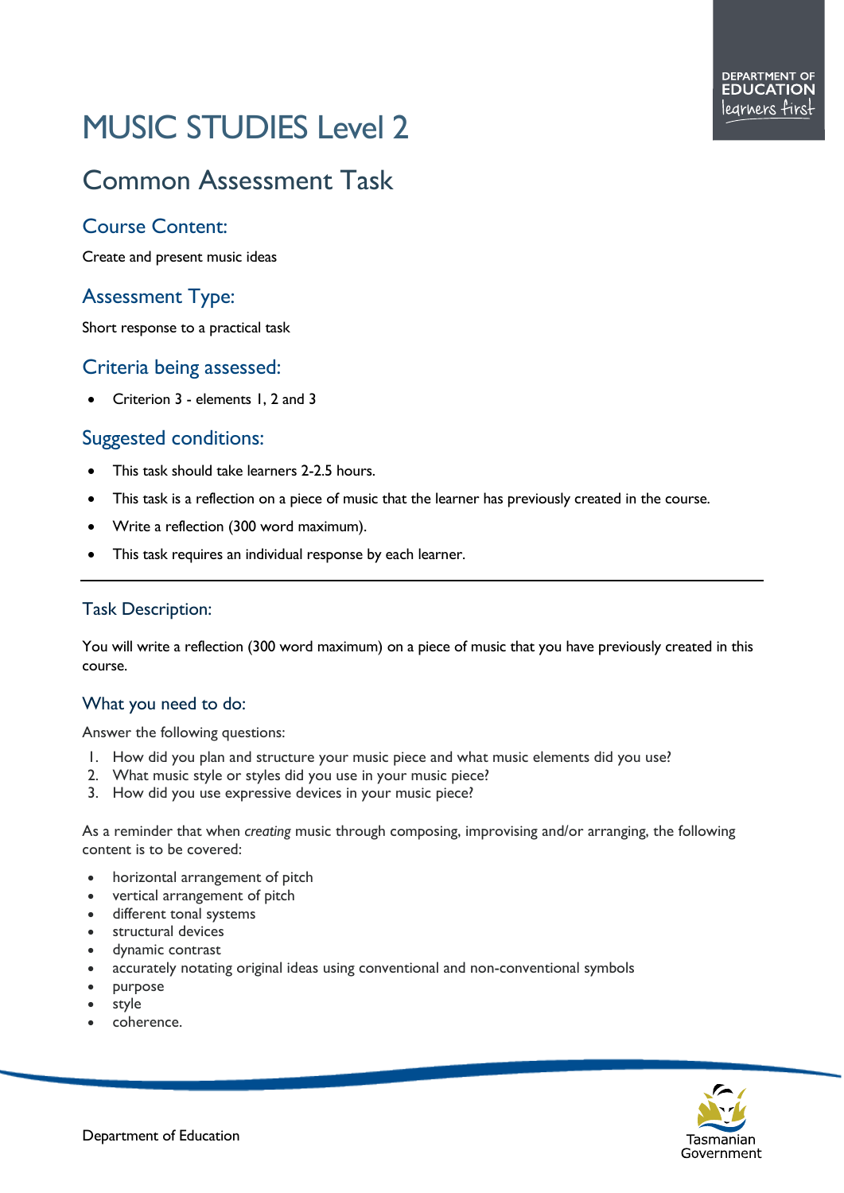# MUSIC STUDIES Level 2

## Common Assessment Task

### Course Content:

Create and present music ideas

### Assessment Type:

Short response to a practical task

### Criteria being assessed:

- Criterion 3 - elements 1, 2 and 3

### Suggested conditions:

- This task should take learners 2-2.5 hours.
- This task is a reflection on a piece of music that the learner has previously created in the course.
- Write a reflection (300 word maximum).
- This task requires an individual response by each learner.

---

### Task Description:

You will write a reflection (300 word maximum) on a piece of music that you have previously created in this course.

### What you need to do:

Answer the following questions:

1. How did you plan and structure your music piece and what music elements did you use?
2. What music style or styles did you use in your music piece?
3. How did you use expressive devices in your music piece?

As a reminder that when *creating* music through composing, improvising and/or arranging, the following content is to be covered:

- horizontal arrangement of pitch
- vertical arrangement of pitch
- different tonal systems
- structural devices
- dynamic contrast
- accurately notating original ideas using conventional and non-conventional symbols
- purpose
- style
- coherence.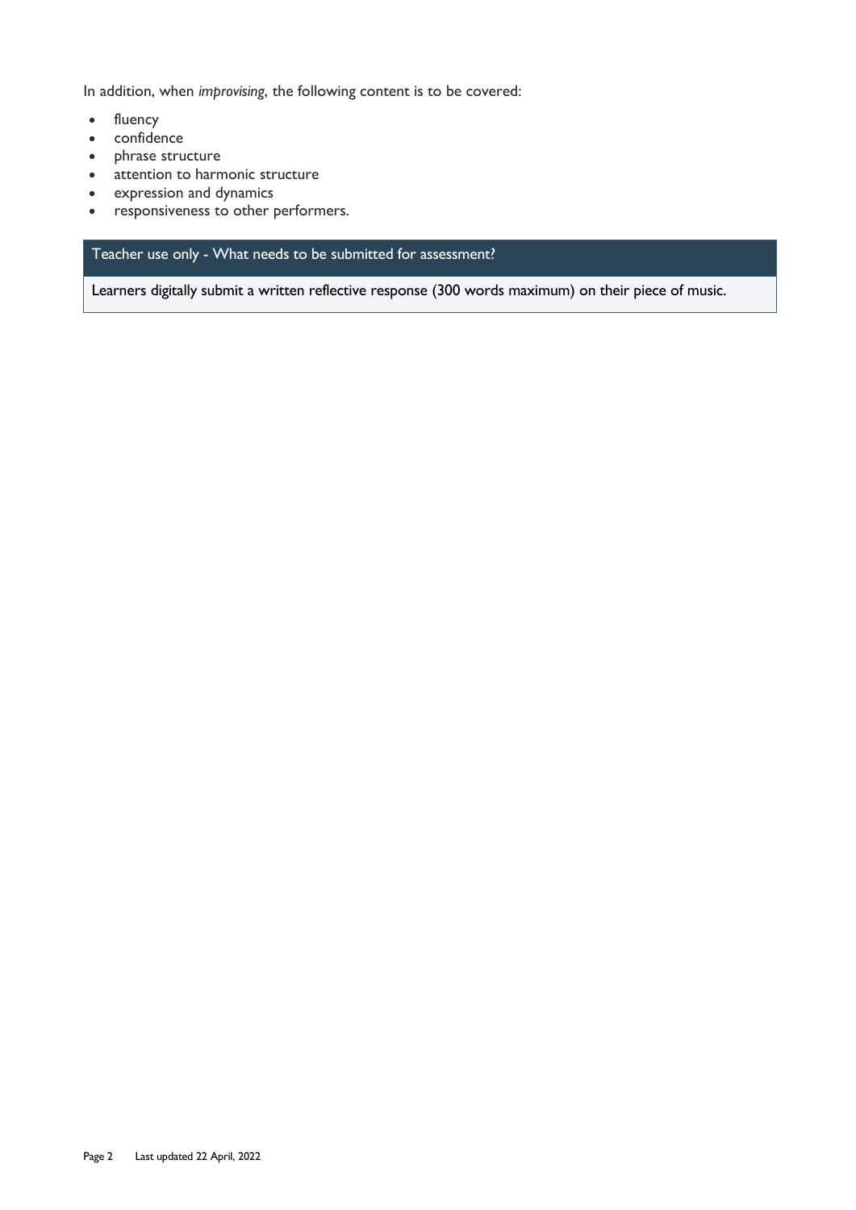In addition, when *improvising*, the following content is to be covered:

- fluency
- confidence
- phrase structure
- attention to harmonic structure
- expression and dynamics
- responsiveness to other performers.

| Teacher use only - What needs to be submitted for assessment? |
| --- |
| Learners digitally submit a written reflective response (300 words maximum) on their piece of music. |